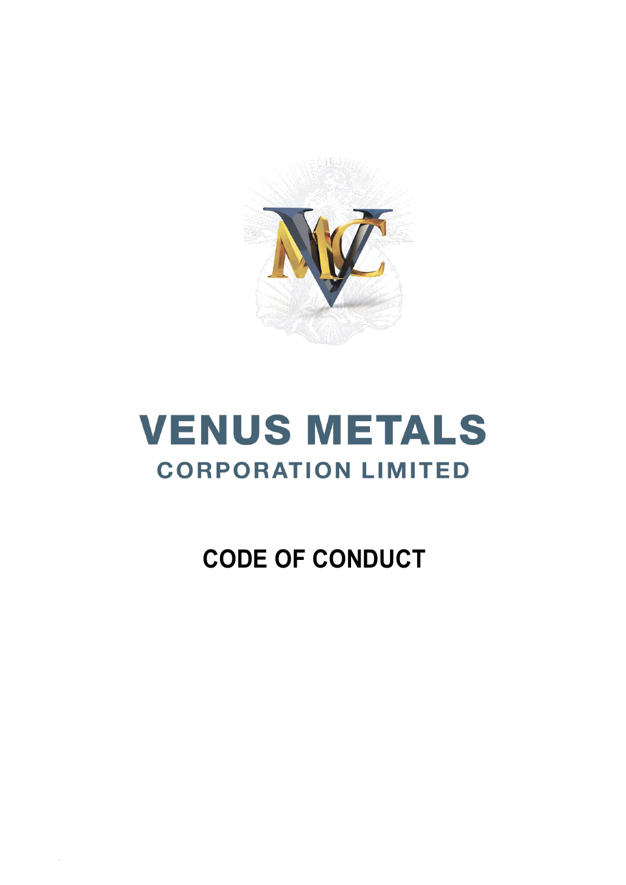# VENUS METALS

## CORPORATION LIMITED

# CODE OF CONDUCT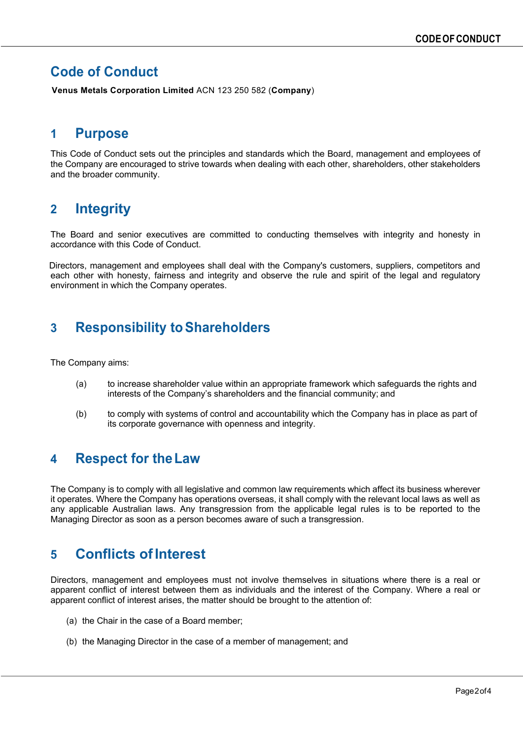# Code of Conduct

**Venus Metals Corporation Limited** ACN 123 250 582 (**Company**)

## 1 Purpose

This Code of Conduct sets out the principles and standards which the Board, management and employees of the Company are encouraged to strive towards when dealing with each other, shareholders, other stakeholders and the broader community.

## 2 Integrity

The Board and senior executives are committed to conducting themselves with integrity and honesty in accordance with this Code of Conduct.

Directors, management and employees shall deal with the Company's customers, suppliers, competitors and each other with honesty, fairness and integrity and observe the rule and spirit of the legal and regulatory environment in which the Company operates.

## 3 Responsibility to Shareholders

The Company aims:

(a) to increase shareholder value within an appropriate framework which safeguards the rights and interests of the Company's shareholders and the financial community; and

(b) to comply with systems of control and accountability which the Company has in place as part of its corporate governance with openness and integrity.

## 4 Respect for the Law

The Company is to comply with all legislative and common law requirements which affect its business wherever it operates. Where the Company has operations overseas, it shall comply with the relevant local laws as well as any applicable Australian laws. Any transgression from the applicable legal rules is to be reported to the Managing Director as soon as a person becomes aware of such a transgression.

## 5 Conflicts of Interest

Directors, management and employees must not involve themselves in situations where there is a real or apparent conflict of interest between them as individuals and the interest of the Company. Where a real or apparent conflict of interest arises, the matter should be brought to the attention of:

(a) the Chair in the case of a Board member;

(b) the Managing Director in the case of a member of management; and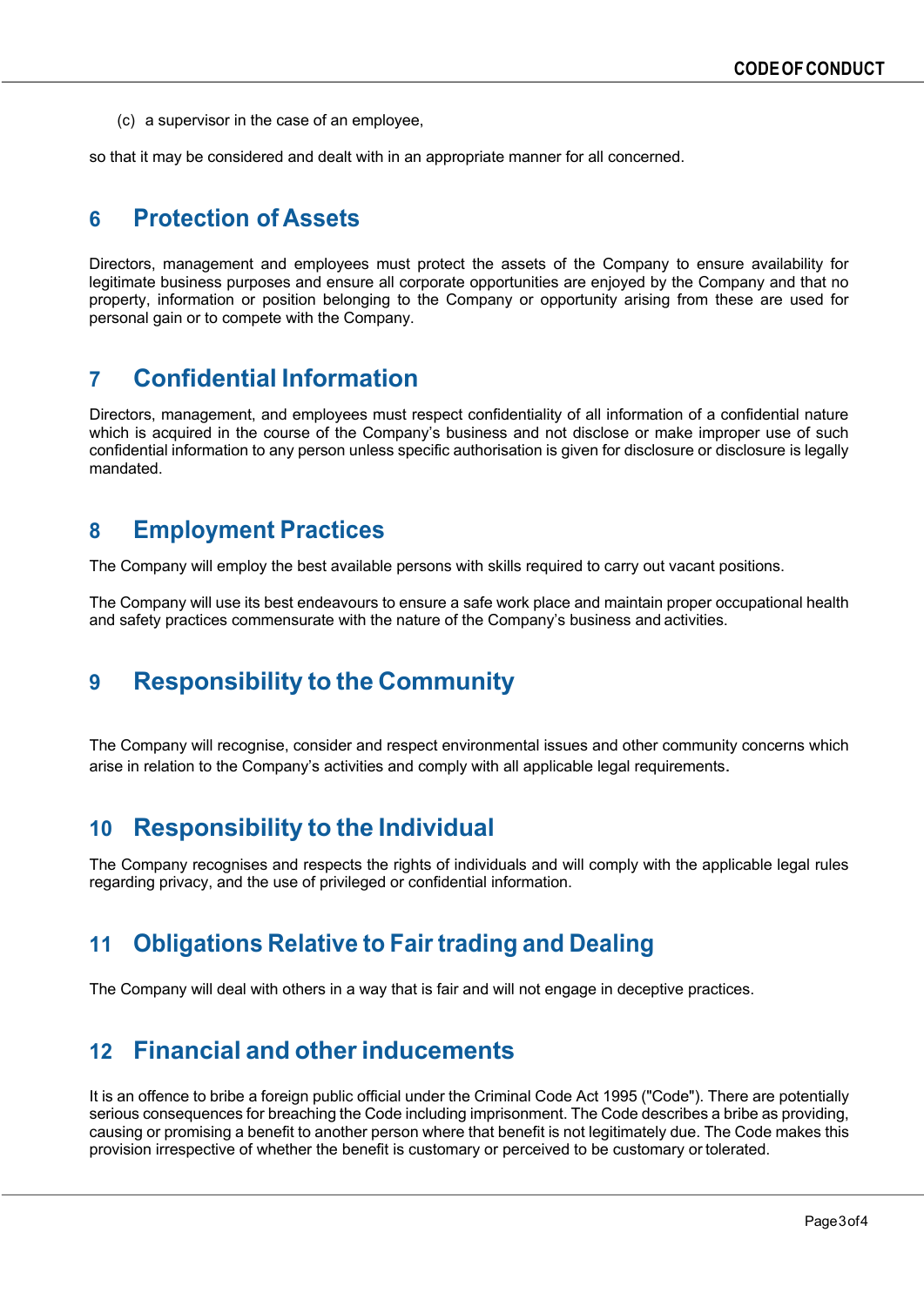(c) a supervisor in the case of an employee,

so that it may be considered and dealt with in an appropriate manner for all concerned.

## 6 Protection of Assets

Directors, management and employees must protect the assets of the Company to ensure availability for legitimate business purposes and ensure all corporate opportunities are enjoyed by the Company and that no property, information or position belonging to the Company or opportunity arising from these are used for personal gain or to compete with the Company.

## 7 Confidential Information

Directors, management, and employees must respect confidentiality of all information of a confidential nature which is acquired in the course of the Company's business and not disclose or make improper use of such confidential information to any person unless specific authorisation is given for disclosure or disclosure is legally mandated.

## 8 Employment Practices

The Company will employ the best available persons with skills required to carry out vacant positions.

The Company will use its best endeavours to ensure a safe work place and maintain proper occupational health and safety practices commensurate with the nature of the Company's business and activities.

## 9 Responsibility to the Community

The Company will recognise, consider and respect environmental issues and other community concerns which arise in relation to the Company's activities and comply with all applicable legal requirements.

## 10 Responsibility to the Individual

The Company recognises and respects the rights of individuals and will comply with the applicable legal rules regarding privacy, and the use of privileged or confidential information.

## 11 Obligations Relative to Fair trading and Dealing

The Company will deal with others in a way that is fair and will not engage in deceptive practices.

## 12 Financial and other inducements

It is an offence to bribe a foreign public official under the Criminal Code Act 1995 ("Code"). There are potentially serious consequences for breaching the Code including imprisonment. The Code describes a bribe as providing, causing or promising a benefit to another person where that benefit is not legitimately due. The Code makes this provision irrespective of whether the benefit is customary or perceived to be customary or tolerated.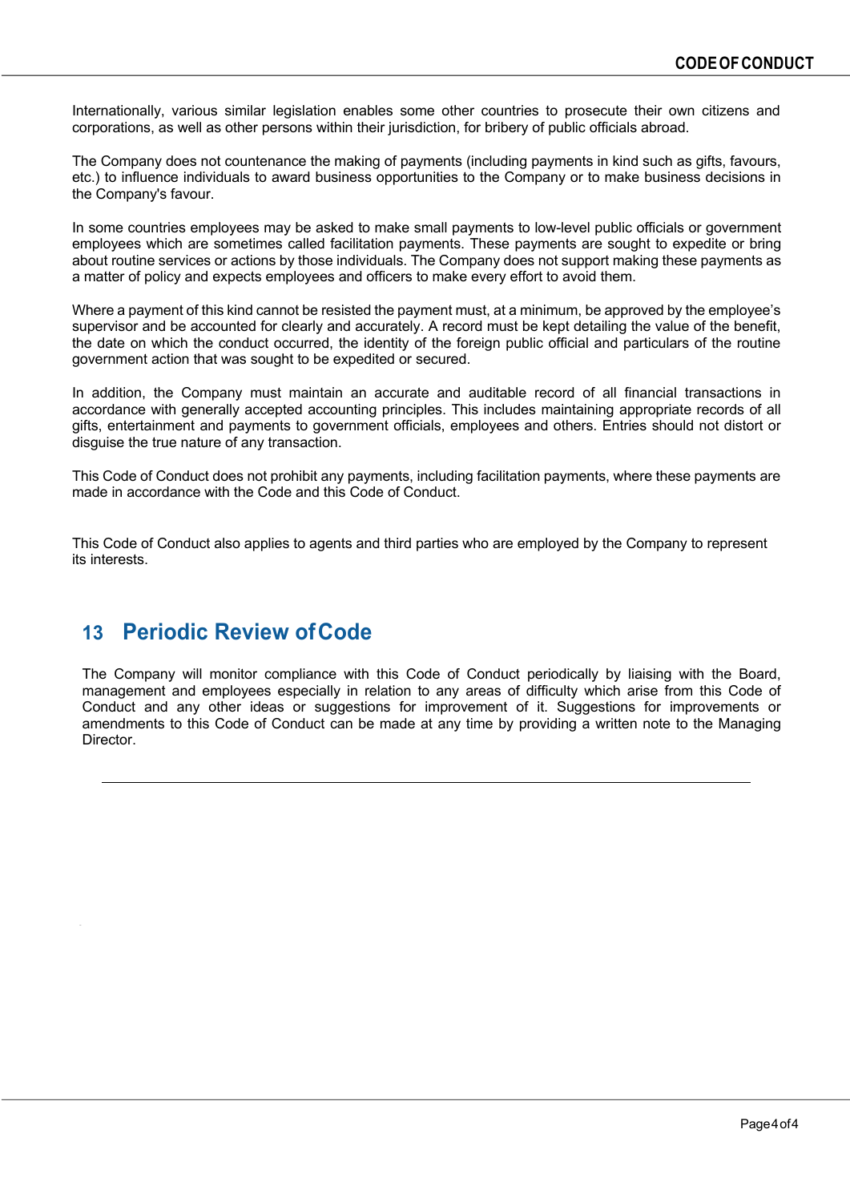Internationally, various similar legislation enables some other countries to prosecute their own citizens and corporations, as well as other persons within their jurisdiction, for bribery of public officials abroad.

The Company does not countenance the making of payments (including payments in kind such as gifts, favours, etc.) to influence individuals to award business opportunities to the Company or to make business decisions in the Company's favour.

In some countries employees may be asked to make small payments to low-level public officials or government employees which are sometimes called facilitation payments. These payments are sought to expedite or bring about routine services or actions by those individuals. The Company does not support making these payments as a matter of policy and expects employees and officers to make every effort to avoid them.

Where a payment of this kind cannot be resisted the payment must, at a minimum, be approved by the employee's supervisor and be accounted for clearly and accurately. A record must be kept detailing the value of the benefit, the date on which the conduct occurred, the identity of the foreign public official and particulars of the routine government action that was sought to be expedited or secured.

In addition, the Company must maintain an accurate and auditable record of all financial transactions in accordance with generally accepted accounting principles. This includes maintaining appropriate records of all gifts, entertainment and payments to government officials, employees and others. Entries should not distort or disguise the true nature of any transaction.

This Code of Conduct does not prohibit any payments, including facilitation payments, where these payments are made in accordance with the Code and this Code of Conduct.

This Code of Conduct also applies to agents and third parties who are employed by the Company to represent its interests.

## 13 Periodic Review of Code

The Company will monitor compliance with this Code of Conduct periodically by liaising with the Board, management and employees especially in relation to any areas of difficulty which arise from this Code of Conduct and any other ideas or suggestions for improvement of it. Suggestions for improvements or amendments to this Code of Conduct can be made at any time by providing a written note to the Managing Director.